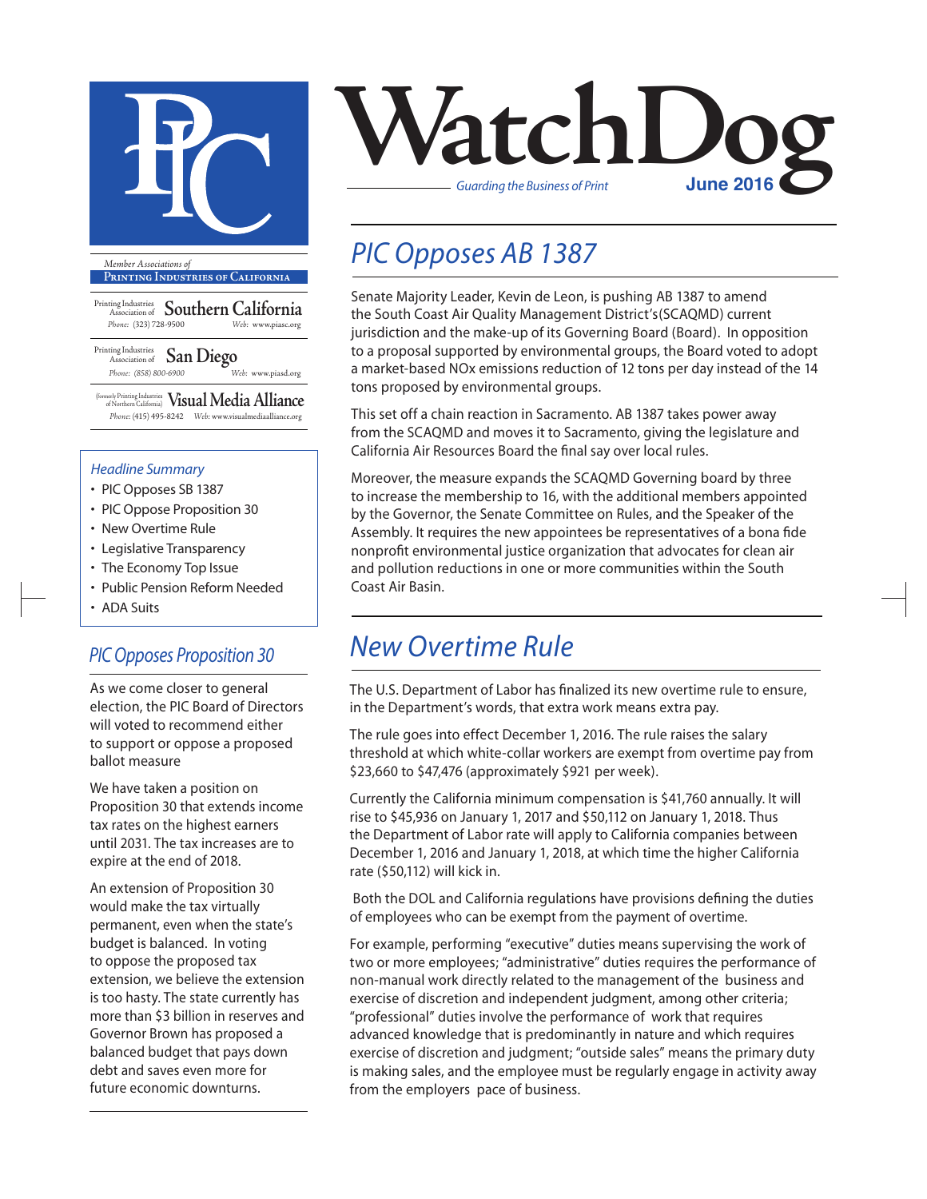# WatchDog

*Guarding the Business of Print*

**June 2016**

*Member Associations of*

**Printing Industries of California**

Printing Industries Association of **Southern California**
*Phone:* (323) 728-9500 *Web:* www.piasc.org

Printing Industries Association of **San Diego**
*Phone:* (858) 800-6900 *Web:* www.piasd.org

(formerly Printing Industries of Northern California) **Visual Media Alliance**
*Phone:* (415) 495-8242 *Web:* www.visualmediaalliance.org

*Headline Summary*

- PIC Opposes SB 1387
- PIC Oppose Proposition 30
- New Overtime Rule
- Legislative Transparency
- The Economy Top Issue
- Public Pension Reform Needed
- ADA Suits

## *PIC Opposes AB 1387*

Senate Majority Leader, Kevin de Leon, is pushing AB 1387 to amend the South Coast Air Quality Management District's(SCAQMD) current jurisdiction and the make-up of its Governing Board (Board). In opposition to a proposal supported by environmental groups, the Board voted to adopt a market-based NOx emissions reduction of 12 tons per day instead of the 14 tons proposed by environmental groups.

This set off a chain reaction in Sacramento. AB 1387 takes power away from the SCAQMD and moves it to Sacramento, giving the legislature and California Air Resources Board the final say over local rules.

Moreover, the measure expands the SCAQMD Governing board by three to increase the membership to 16, with the additional members appointed by the Governor, the Senate Committee on Rules, and the Speaker of the Assembly. It requires the new appointees be representatives of a bona fide nonprofit environmental justice organization that advocates for clean air and pollution reductions in one or more communities within the South Coast Air Basin.

## *PIC Opposes Proposition 30*

As we come closer to general election, the PIC Board of Directors will voted to recommend either to support or oppose a proposed ballot measure

We have taken a position on Proposition 30 that extends income tax rates on the highest earners until 2031. The tax increases are to expire at the end of 2018.

An extension of Proposition 30 would make the tax virtually permanent, even when the state's budget is balanced. In voting to oppose the proposed tax extension, we believe the extension is too hasty. The state currently has more than $3 billion in reserves and Governor Brown has proposed a balanced budget that pays down debt and saves even more for future economic downturns.

## *New Overtime Rule*

The U.S. Department of Labor has finalized its new overtime rule to ensure, in the Department's words, that extra work means extra pay.

The rule goes into effect December 1, 2016. The rule raises the salary threshold at which white-collar workers are exempt from overtime pay from $23,660 to $47,476 (approximately $921 per week).

Currently the California minimum compensation is $41,760 annually. It will rise to $45,936 on January 1, 2017 and $50,112 on January 1, 2018. Thus the Department of Labor rate will apply to California companies between December 1, 2016 and January 1, 2018, at which time the higher California rate ($50,112) will kick in.

Both the DOL and California regulations have provisions defining the duties of employees who can be exempt from the payment of overtime.

For example, performing "executive" duties means supervising the work of two or more employees; "administrative" duties requires the performance of non-manual work directly related to the management of the business and exercise of discretion and independent judgment, among other criteria; "professional" duties involve the performance of work that requires advanced knowledge that is predominantly in nature and which requires exercise of discretion and judgment; "outside sales" means the primary duty is making sales, and the employee must be regularly engage in activity away from the employers pace of business.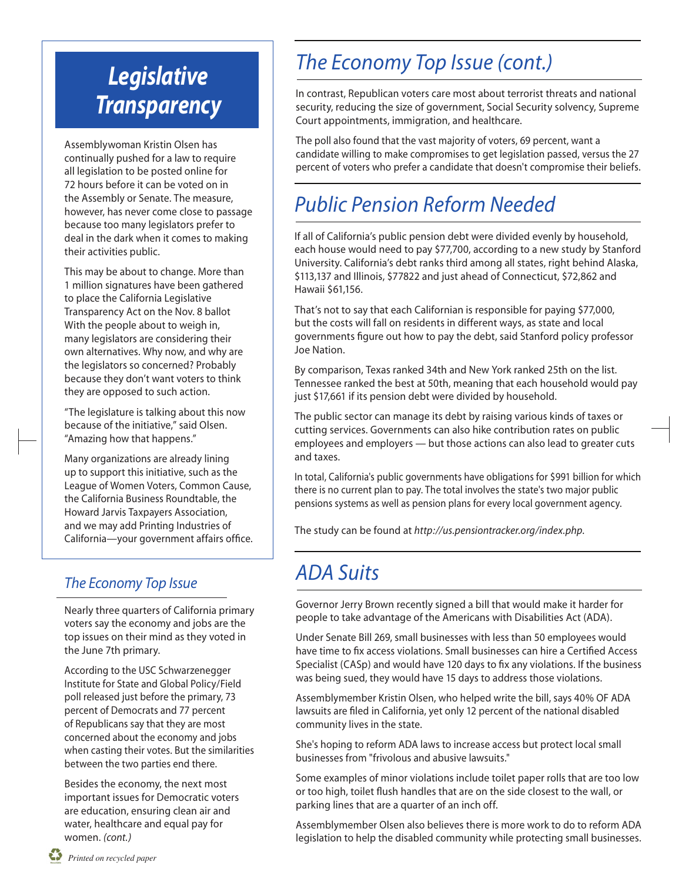## *Legislative Transparency*

Assemblywoman Kristin Olsen has continually pushed for a law to require all legislation to be posted online for 72 hours before it can be voted on in the Assembly or Senate. The measure, however, has never come close to passage because too many legislators prefer to deal in the dark when it comes to making their activities public.

This may be about to change. More than 1 million signatures have been gathered to place the California Legislative Transparency Act on the Nov. 8 ballot With the people about to weigh in, many legislators are considering their own alternatives. Why now, and why are the legislators so concerned? Probably because they don't want voters to think they are opposed to such action.

"The legislature is talking about this now because of the initiative," said Olsen. "Amazing how that happens."

Many organizations are already lining up to support this initiative, such as the League of Women Voters, Common Cause, the California Business Roundtable, the Howard Jarvis Taxpayers Association, and we may add Printing Industries of California—your government affairs office.

### *The Economy Top Issue*

Nearly three quarters of California primary voters say the economy and jobs are the top issues on their mind as they voted in the June 7th primary.

According to the USC Schwarzenegger Institute for State and Global Policy/Field poll released just before the primary, 73 percent of Democrats and 77 percent of Republicans say that they are most concerned about the economy and jobs when casting their votes. But the similarities between the two parties end there.

Besides the economy, the next most important issues for Democratic voters are education, ensuring clean air and water, healthcare and equal pay for women. *(cont.)*

*Printed on recycled paper*

## *The Economy Top Issue (cont.)*

In contrast, Republican voters care most about terrorist threats and national security, reducing the size of government, Social Security solvency, Supreme Court appointments, immigration, and healthcare.

The poll also found that the vast majority of voters, 69 percent, want a candidate willing to make compromises to get legislation passed, versus the 27 percent of voters who prefer a candidate that doesn't compromise their beliefs.

## *Public Pension Reform Needed*

If all of California's public pension debt were divided evenly by household, each house would need to pay $77,700, according to a new study by Stanford University. California's debt ranks third among all states, right behind Alaska, $113,137 and Illinois, $77822 and just ahead of Connecticut, $72,862 and Hawaii $61,156.

That's not to say that each Californian is responsible for paying $77,000, but the costs will fall on residents in different ways, as state and local governments figure out how to pay the debt, said Stanford policy professor Joe Nation.

By comparison, Texas ranked 34th and New York ranked 25th on the list. Tennessee ranked the best at 50th, meaning that each household would pay just $17,661 if its pension debt were divided by household.

The public sector can manage its debt by raising various kinds of taxes or cutting services. Governments can also hike contribution rates on public employees and employers — but those actions can also lead to greater cuts and taxes.

In total, California's public governments have obligations for $991 billion for which there is no current plan to pay. The total involves the state's two major public pensions systems as well as pension plans for every local government agency.

The study can be found at *http://us.pensiontracker.org/index.php.*

## *ADA Suits*

Governor Jerry Brown recently signed a bill that would make it harder for people to take advantage of the Americans with Disabilities Act (ADA).

Under Senate Bill 269, small businesses with less than 50 employees would have time to fix access violations. Small businesses can hire a Certified Access Specialist (CASp) and would have 120 days to fix any violations. If the business was being sued, they would have 15 days to address those violations.

Assemblymember Kristin Olsen, who helped write the bill, says 40% OF ADA lawsuits are filed in California, yet only 12 percent of the national disabled community lives in the state.

She's hoping to reform ADA laws to increase access but protect local small businesses from "frivolous and abusive lawsuits."

Some examples of minor violations include toilet paper rolls that are too low or too high, toilet flush handles that are on the side closest to the wall, or parking lines that are a quarter of an inch off.

Assemblymember Olsen also believes there is more work to do to reform ADA legislation to help the disabled community while protecting small businesses.